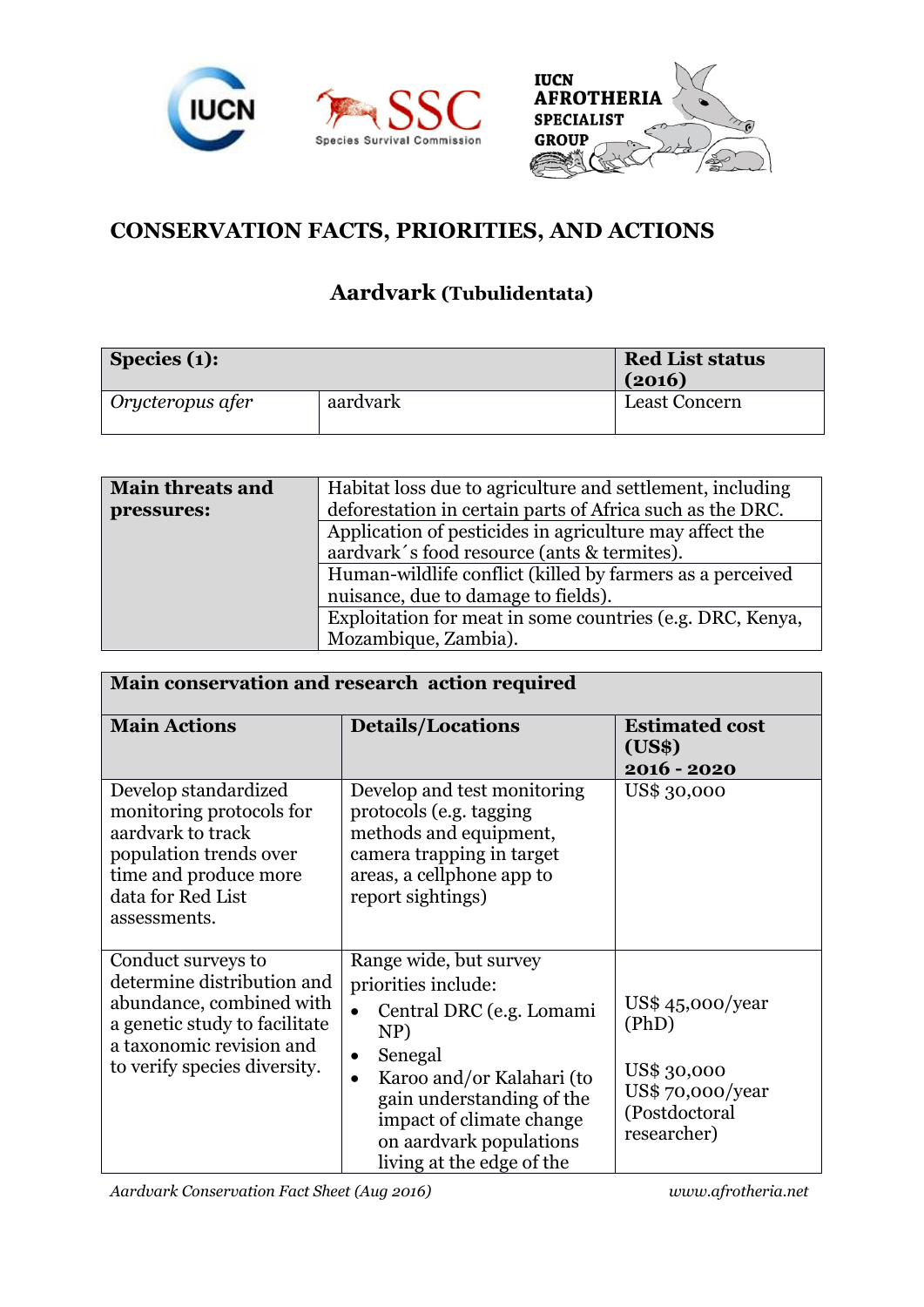IUCN SSC Species Survival Commission

IUCN AFROTHERIA SPECIALIST GROUP

# CONSERVATION FACTS, PRIORITIES, AND ACTIONS

## Aardvark (Tubulidentata)

| **Species (1):** | | **Red List status (2016)** |
|---|---|---|
| *Orycteropus afer* | aardvark | Least Concern |

| **Main threats and pressures:** | |
|---|---|
| | Habitat loss due to agriculture and settlement, including deforestation in certain parts of Africa such as the DRC. |
| | Application of pesticides in agriculture may affect the aardvark´s food resource (ants & termites). |
| | Human-wildlife conflict (killed by farmers as a perceived nuisance, due to damage to fields). |
| | Exploitation for meat in some countries (e.g. DRC, Kenya, Mozambique, Zambia). |

| **Main conservation and research action required** | | |
|---|---|---|
| **Main Actions** | **Details/Locations** | **Estimated cost (US$) 2016 - 2020** |
| Develop standardized monitoring protocols for aardvark to track population trends over time and produce more data for Red List assessments. | Develop and test monitoring protocols (e.g. tagging methods and equipment, camera trapping in target areas, a cellphone app to report sightings) | US$ 30,000 |
| Conduct surveys to determine distribution and abundance, combined with a genetic study to facilitate a taxonomic revision and to verify species diversity. | Range wide, but survey priorities include: <br>• Central DRC (e.g. Lomami NP) <br>• Senegal <br>• Karoo and/or Kalahari (to gain understanding of the impact of climate change on aardvark populations living at the edge of the | US$ 45,000/year (PhD) <br><br> US$ 30,000 <br> US$ 70,000/year (Postdoctoral researcher) |

*Aardvark Conservation Fact Sheet (Aug 2016)* *www.afrotheria.net*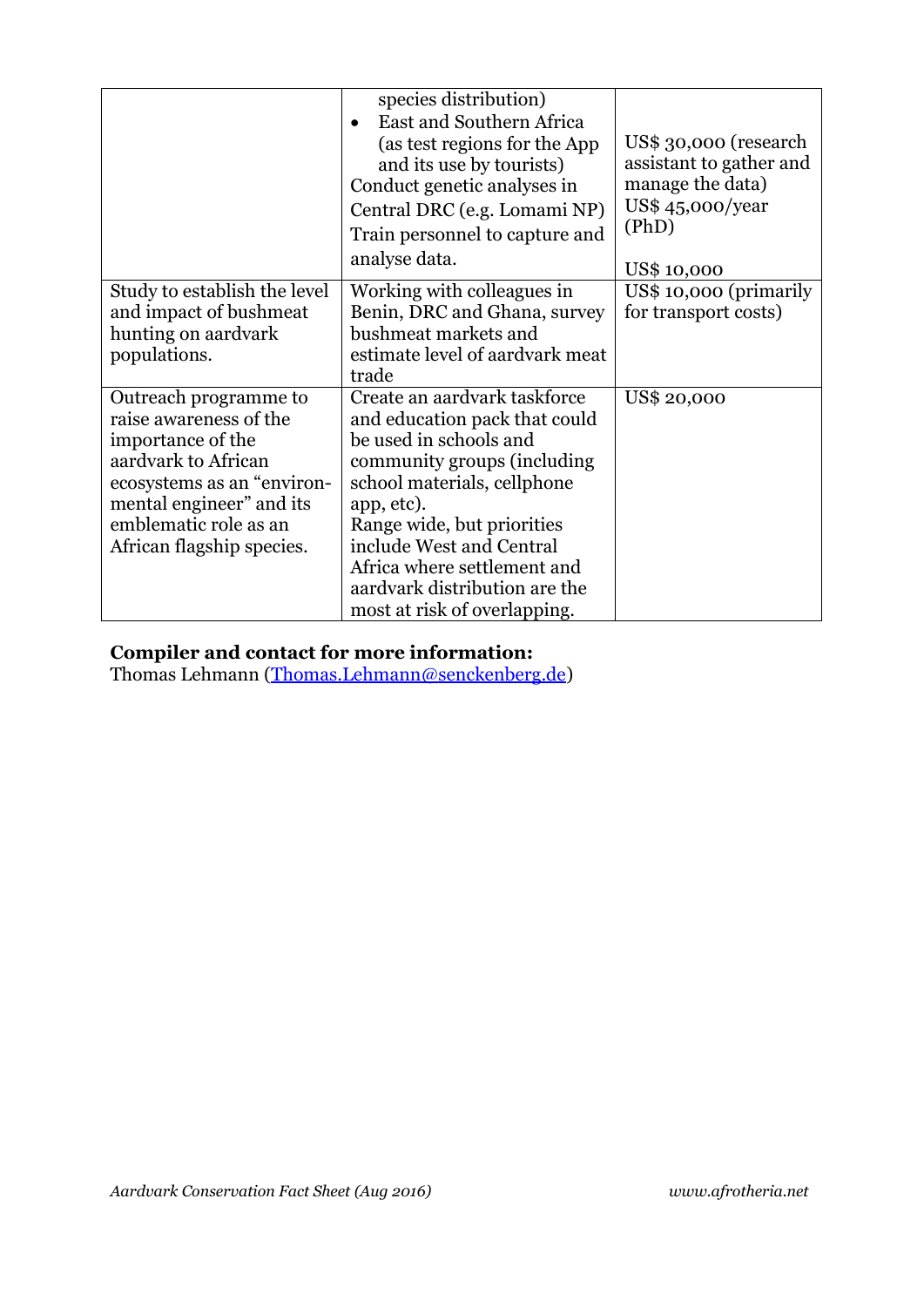| | | |
|---|---|---|
| | species distribution)<br>• East and Southern Africa (as test regions for the App and its use by tourists)<br>Conduct genetic analyses in Central DRC (e.g. Lomami NP)<br>Train personnel to capture and analyse data. | US$ 30,000 (research assistant to gather and manage the data)<br>US$ 45,000/year (PhD)<br><br>US$ 10,000 |
| Study to establish the level and impact of bushmeat hunting on aardvark populations. | Working with colleagues in Benin, DRC and Ghana, survey bushmeat markets and estimate level of aardvark meat trade | US$ 10,000 (primarily for transport costs) |
| Outreach programme to raise awareness of the importance of the aardvark to African ecosystems as an "environmental engineer" and its emblematic role as an African flagship species. | Create an aardvark taskforce and education pack that could be used in schools and community groups (including school materials, cellphone app, etc).<br>Range wide, but priorities include West and Central Africa where settlement and aardvark distribution are the most at risk of overlapping. | US$ 20,000 |

**Compiler and contact for more information:**
Thomas Lehmann (Thomas.Lehmann@senckenberg.de)